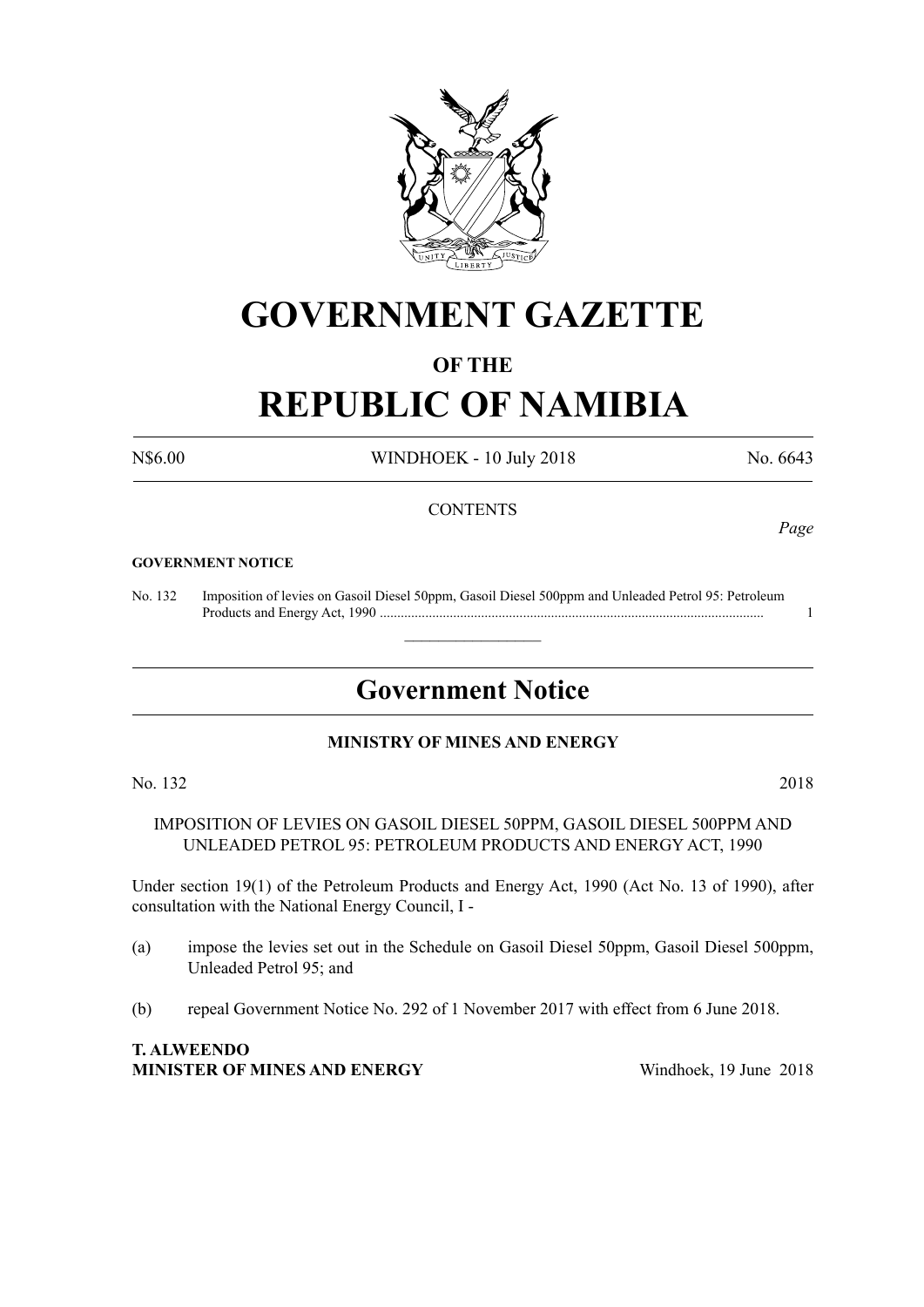# GOVERNMENT GAZETTE

## OF THE

# REPUBLIC OF NAMIBIA

N$6.00 WINDHOEK - 10 July 2018 No. 6643

CONTENTS

*Page*

**GOVERNMENT NOTICE**

No. 132 Imposition of levies on Gasoil Diesel 50ppm, Gasoil Diesel 500ppm and Unleaded Petrol 95: Petroleum Products and Energy Act, 1990 ............................................................................................................. 1

---

## Government Notice

**MINISTRY OF MINES AND ENERGY**

No. 132 2018

IMPOSITION OF LEVIES ON GASOIL DIESEL 50PPM, GASOIL DIESEL 500PPM AND UNLEADED PETROL 95: PETROLEUM PRODUCTS AND ENERGY ACT, 1990

Under section 19(1) of the Petroleum Products and Energy Act, 1990 (Act No. 13 of 1990), after consultation with the National Energy Council, I -

(a) impose the levies set out in the Schedule on Gasoil Diesel 50ppm, Gasoil Diesel 500ppm, Unleaded Petrol 95; and

(b) repeal Government Notice No. 292 of 1 November 2017 with effect from 6 June 2018.

**T. ALWEENDO**
**MINISTER OF MINES AND ENERGY** Windhoek, 19 June 2018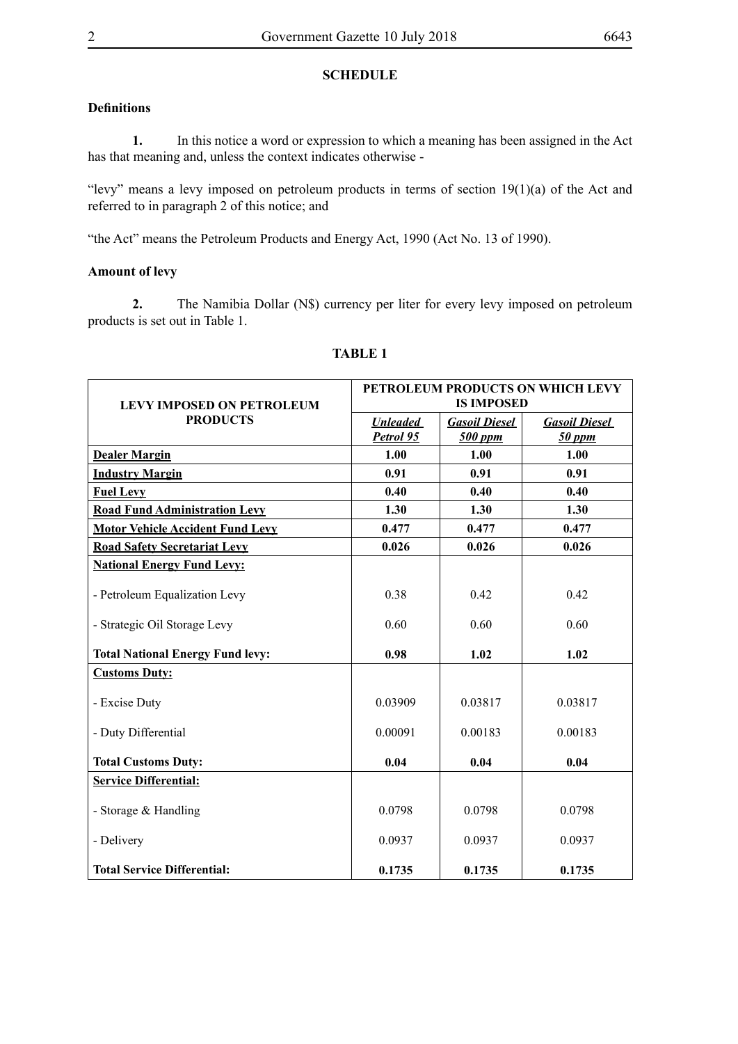## SCHEDULE

### Definitions

**1.** In this notice a word or expression to which a meaning has been assigned in the Act has that meaning and, unless the context indicates otherwise -

"levy" means a levy imposed on petroleum products in terms of section 19(1)(a) of the Act and referred to in paragraph 2 of this notice; and

"the Act" means the Petroleum Products and Energy Act, 1990 (Act No. 13 of 1990).

### Amount of levy

**2.** The Namibia Dollar (N$) currency per liter for every levy imposed on petroleum products is set out in Table 1.

**TABLE 1**

| LEVY IMPOSED ON PETROLEUM PRODUCTS | PETROLEUM PRODUCTS ON WHICH LEVY IS IMPOSED | | |
|---|---|---|---|
| | ***Unleaded Petrol 95*** | ***Gasoil Diesel 500 ppm*** | ***Gasoil Diesel 50 ppm*** |
| **Dealer Margin** | **1.00** | **1.00** | **1.00** |
| **Industry Margin** | **0.91** | **0.91** | **0.91** |
| **Fuel Levy** | **0.40** | **0.40** | **0.40** |
| **Road Fund Administration Levy** | **1.30** | **1.30** | **1.30** |
| **Motor Vehicle Accident Fund Levy** | **0.477** | **0.477** | **0.477** |
| **Road Safety Secretariat Levy** | **0.026** | **0.026** | **0.026** |
| **National Energy Fund Levy:** | | | |
| - Petroleum Equalization Levy | 0.38 | 0.42 | 0.42 |
| - Strategic Oil Storage Levy | 0.60 | 0.60 | 0.60 |
| **Total National Energy Fund levy:** | **0.98** | **1.02** | **1.02** |
| **Customs Duty:** | | | |
| - Excise Duty | 0.03909 | 0.03817 | 0.03817 |
| - Duty Differential | 0.00091 | 0.00183 | 0.00183 |
| **Total Customs Duty:** | **0.04** | **0.04** | **0.04** |
| **Service Differential:** | | | |
| - Storage & Handling | 0.0798 | 0.0798 | 0.0798 |
| - Delivery | 0.0937 | 0.0937 | 0.0937 |
| **Total Service Differential:** | **0.1735** | **0.1735** | **0.1735** |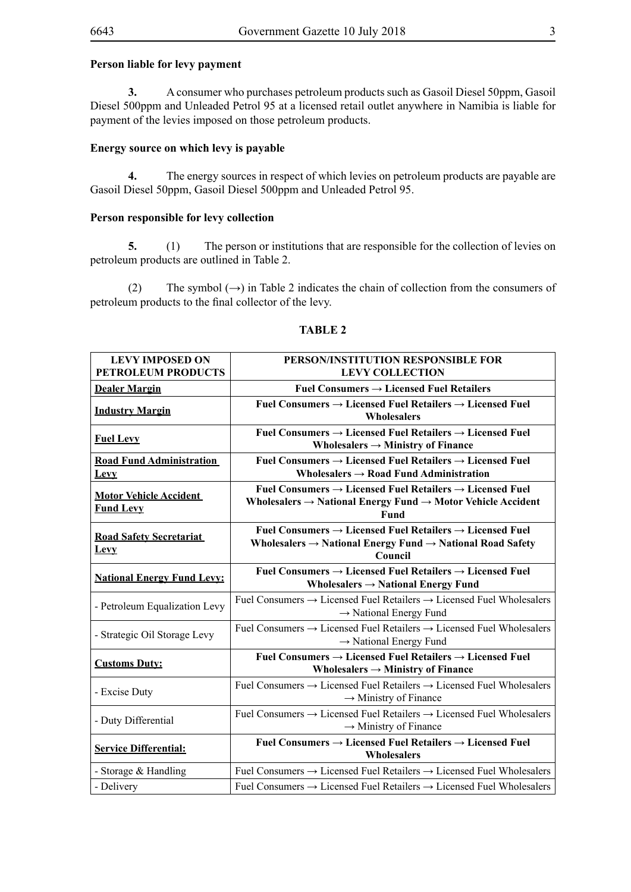**Person liable for levy payment**

**3.** A consumer who purchases petroleum products such as Gasoil Diesel 50ppm, Gasoil Diesel 500ppm and Unleaded Petrol 95 at a licensed retail outlet anywhere in Namibia is liable for payment of the levies imposed on those petroleum products.

**Energy source on which levy is payable**

**4.** The energy sources in respect of which levies on petroleum products are payable are Gasoil Diesel 50ppm, Gasoil Diesel 500ppm and Unleaded Petrol 95.

**Person responsible for levy collection**

**5.** (1) The person or institutions that are responsible for the collection of levies on petroleum products are outlined in Table 2.

(2) The symbol (→) in Table 2 indicates the chain of collection from the consumers of petroleum products to the final collector of the levy.

**TABLE 2**

| LEVY IMPOSED ON PETROLEUM PRODUCTS | PERSON/INSTITUTION RESPONSIBLE FOR LEVY COLLECTION |
|---|---|
| **Dealer Margin** | **Fuel Consumers → Licensed Fuel Retailers** |
| **Industry Margin** | **Fuel Consumers → Licensed Fuel Retailers → Licensed Fuel Wholesalers** |
| **Fuel Levy** | **Fuel Consumers → Licensed Fuel Retailers → Licensed Fuel Wholesalers → Ministry of Finance** |
| **Road Fund Administration Levy** | **Fuel Consumers → Licensed Fuel Retailers → Licensed Fuel Wholesalers → Road Fund Administration** |
| **Motor Vehicle Accident Fund Levy** | **Fuel Consumers → Licensed Fuel Retailers → Licensed Fuel Wholesalers → National Energy Fund → Motor Vehicle Accident Fund** |
| **Road Safety Secretariat Levy** | **Fuel Consumers → Licensed Fuel Retailers → Licensed Fuel Wholesalers → National Energy Fund → National Road Safety Council** |
| **National Energy Fund Levy:** | **Fuel Consumers → Licensed Fuel Retailers → Licensed Fuel Wholesalers → National Energy Fund** |
| - Petroleum Equalization Levy | Fuel Consumers → Licensed Fuel Retailers → Licensed Fuel Wholesalers → National Energy Fund |
| - Strategic Oil Storage Levy | Fuel Consumers → Licensed Fuel Retailers → Licensed Fuel Wholesalers → National Energy Fund |
| **Customs Duty:** | **Fuel Consumers → Licensed Fuel Retailers → Licensed Fuel Wholesalers → Ministry of Finance** |
| - Excise Duty | Fuel Consumers → Licensed Fuel Retailers → Licensed Fuel Wholesalers → Ministry of Finance |
| - Duty Differential | Fuel Consumers → Licensed Fuel Retailers → Licensed Fuel Wholesalers → Ministry of Finance |
| **Service Differential:** | **Fuel Consumers → Licensed Fuel Retailers → Licensed Fuel Wholesalers** |
| - Storage & Handling | Fuel Consumers → Licensed Fuel Retailers → Licensed Fuel Wholesalers |
| - Delivery | Fuel Consumers → Licensed Fuel Retailers → Licensed Fuel Wholesalers |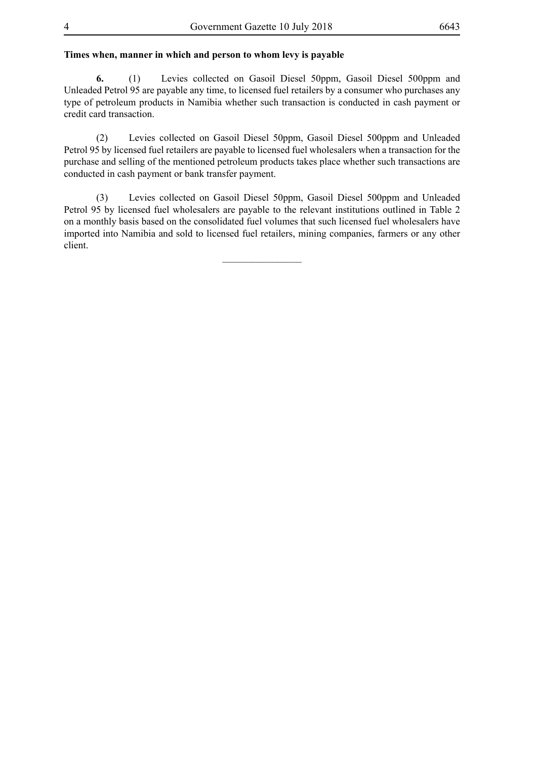**Times when, manner in which and person to whom levy is payable**

**6.** (1) Levies collected on Gasoil Diesel 50ppm, Gasoil Diesel 500ppm and Unleaded Petrol 95 are payable any time, to licensed fuel retailers by a consumer who purchases any type of petroleum products in Namibia whether such transaction is conducted in cash payment or credit card transaction.

(2) Levies collected on Gasoil Diesel 50ppm, Gasoil Diesel 500ppm and Unleaded Petrol 95 by licensed fuel retailers are payable to licensed fuel wholesalers when a transaction for the purchase and selling of the mentioned petroleum products takes place whether such transactions are conducted in cash payment or bank transfer payment.

(3) Levies collected on Gasoil Diesel 50ppm, Gasoil Diesel 500ppm and Unleaded Petrol 95 by licensed fuel wholesalers are payable to the relevant institutions outlined in Table 2 on a monthly basis based on the consolidated fuel volumes that such licensed fuel wholesalers have imported into Namibia and sold to licensed fuel retailers, mining companies, farmers or any other client.

________________